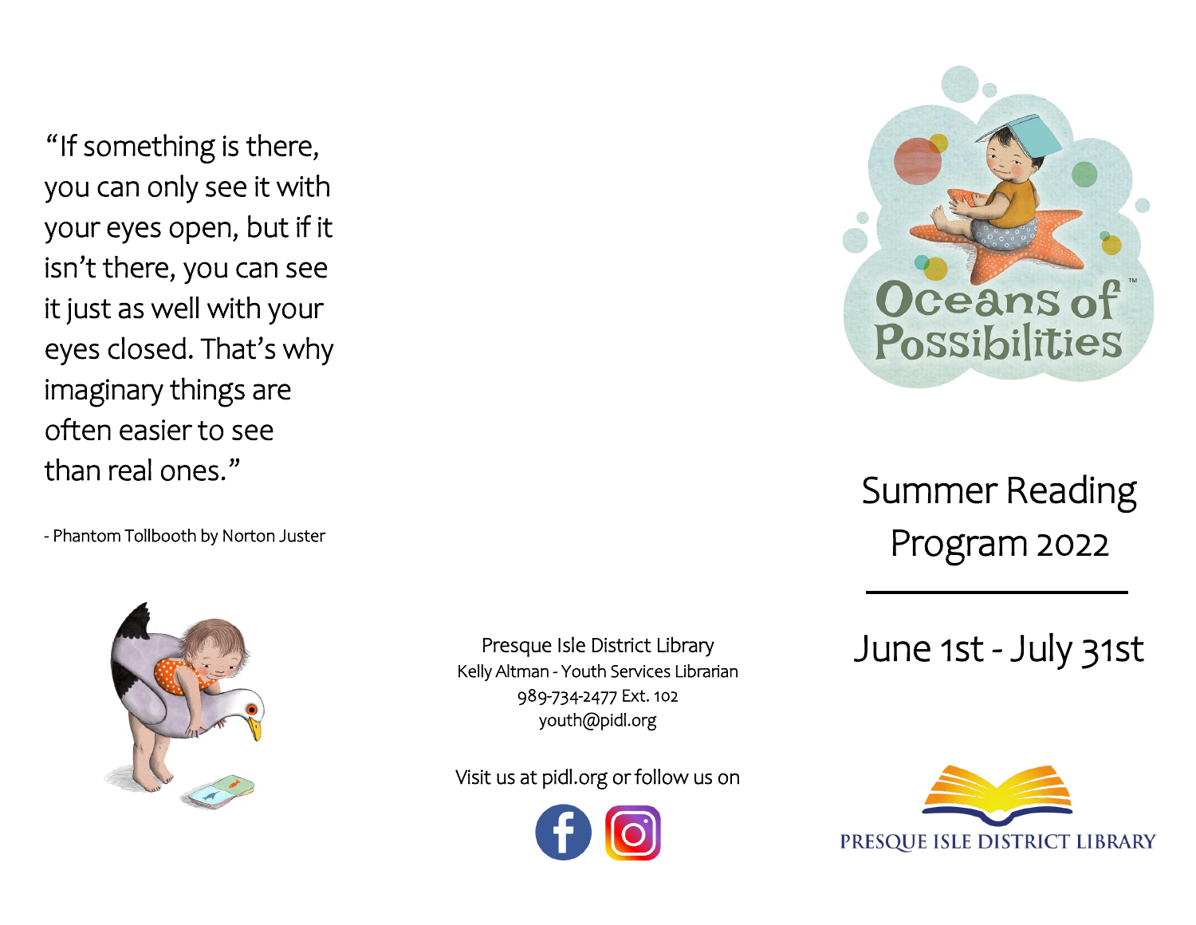"If something is there, you can only see it with your eyes open, but if it isn't there, you can see it just as well with your eyes closed. That's why imaginary things are often easier to see than real ones."

- Phantom Tollbooth by Norton Juster

Presque Isle District Library
Kelly Altman - Youth Services Librarian
989-734-2477 Ext. 102
youth@pidl.org

Visit us at pidl.org or follow us on

Oceans of Possibilities™

# Summer Reading Program 2022

## June 1st - July 31st

PRESQUE ISLE DISTRICT LIBRARY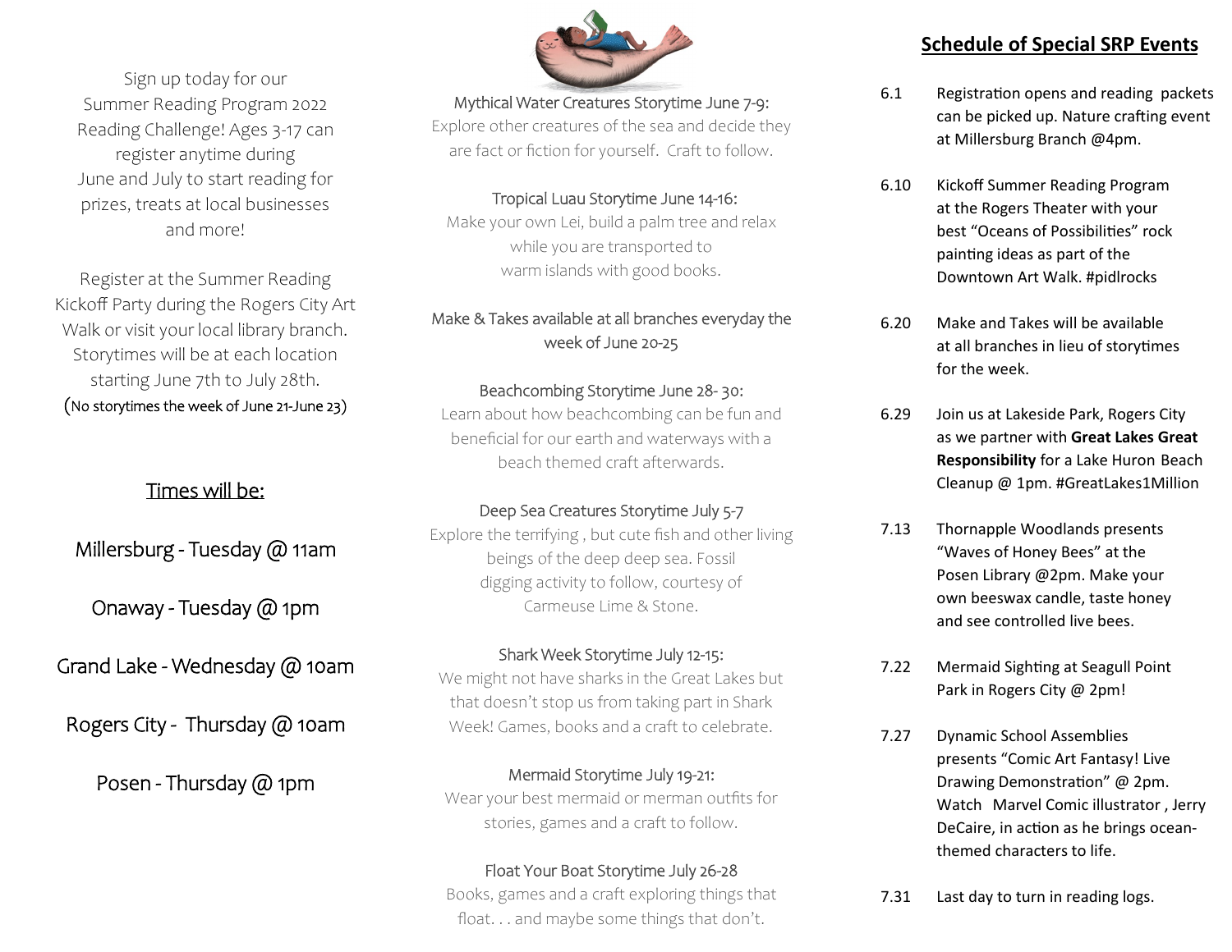Sign up today for our Summer Reading Program 2022 Reading Challenge! Ages 3-17 can register anytime during June and July to start reading for prizes, treats at local businesses and more!

Register at the Summer Reading Kickoff Party during the Rogers City Art Walk or visit your local library branch. Storytimes will be at each location starting June 7th to July 28th. (No storytimes the week of June 21-June 23)

## Times will be:

Millersburg - Tuesday @ 11am

Onaway - Tuesday @ 1pm

Grand Lake - Wednesday @ 10am

Rogers City - Thursday @ 10am

Posen - Thursday @ 1pm

Mythical Water Creatures Storytime June 7-9:
Explore other creatures of the sea and decide they are fact or fiction for yourself. Craft to follow.

Tropical Luau Storytime June 14-16:
Make your own Lei, build a palm tree and relax while you are transported to warm islands with good books.

Make & Takes available at all branches everyday the week of June 20-25

Beachcombing Storytime June 28- 30:
Learn about how beachcombing can be fun and beneficial for our earth and waterways with a beach themed craft afterwards.

Deep Sea Creatures Storytime July 5-7
Explore the terrifying , but cute fish and other living beings of the deep deep sea. Fossil digging activity to follow, courtesy of Carmeuse Lime & Stone.

Shark Week Storytime July 12-15:
We might not have sharks in the Great Lakes but that doesn't stop us from taking part in Shark Week! Games, books and a craft to celebrate.

Mermaid Storytime July 19-21:
Wear your best mermaid or merman outfits for stories, games and a craft to follow.

Float Your Boat Storytime July 26-28
Books, games and a craft exploring things that float. . . and maybe some things that don't.

## Schedule of Special SRP Events

6.1 Registration opens and reading packets can be picked up. Nature crafting event at Millersburg Branch @4pm.

6.10 Kickoff Summer Reading Program at the Rogers Theater with your best "Oceans of Possibilities" rock painting ideas as part of the Downtown Art Walk. #pidlrocks

6.20 Make and Takes will be available at all branches in lieu of storytimes for the week.

6.29 Join us at Lakeside Park, Rogers City as we partner with **Great Lakes Great Responsibility** for a Lake Huron Beach Cleanup @ 1pm. #GreatLakes1Million

7.13 Thornapple Woodlands presents "Waves of Honey Bees" at the Posen Library @2pm. Make your own beeswax candle, taste honey and see controlled live bees.

7.22 Mermaid Sighting at Seagull Point Park in Rogers City @ 2pm!

7.27 Dynamic School Assemblies presents "Comic Art Fantasy! Live Drawing Demonstration" @ 2pm. Watch Marvel Comic illustrator , Jerry DeCaire, in action as he brings ocean-themed characters to life.

7.31 Last day to turn in reading logs.